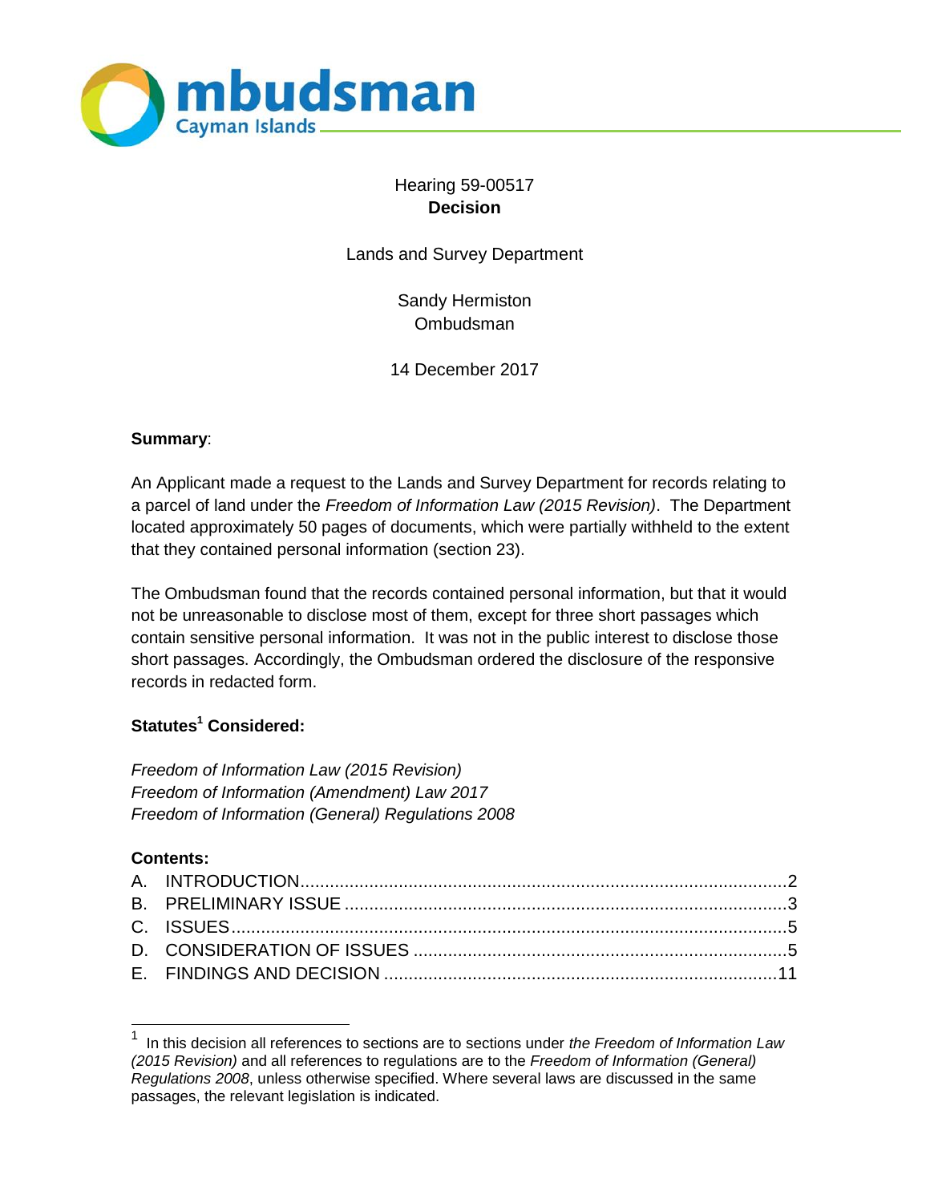Ombudsman Cayman Islands

Hearing 59-00517
**Decision**

Lands and Survey Department

Sandy Hermiston
Ombudsman

14 December 2017

**Summary**:

An Applicant made a request to the Lands and Survey Department for records relating to a parcel of land under the *Freedom of Information Law (2015 Revision)*. The Department located approximately 50 pages of documents, which were partially withheld to the extent that they contained personal information (section 23).

The Ombudsman found that the records contained personal information, but that it would not be unreasonable to disclose most of them, except for three short passages which contain sensitive personal information. It was not in the public interest to disclose those short passages. Accordingly, the Ombudsman ordered the disclosure of the responsive records in redacted form.

**Statutes[1] Considered:**

*Freedom of Information Law (2015 Revision)*
*Freedom of Information (Amendment) Law 2017*
*Freedom of Information (General) Regulations 2008*

**Contents:**

A. INTRODUCTION ........................................................ 2
B. PRELIMINARY ISSUE ................................................ 3
C. ISSUES ...................................................................... 5
D. CONSIDERATION OF ISSUES ................................... 5
E. FINDINGS AND DECISION ....................................... 11

---

[1] In this decision all references to sections are to sections under *the Freedom of Information Law (2015 Revision)* and all references to regulations are to the *Freedom of Information (General) Regulations 2008*, unless otherwise specified. Where several laws are discussed in the same passages, the relevant legislation is indicated.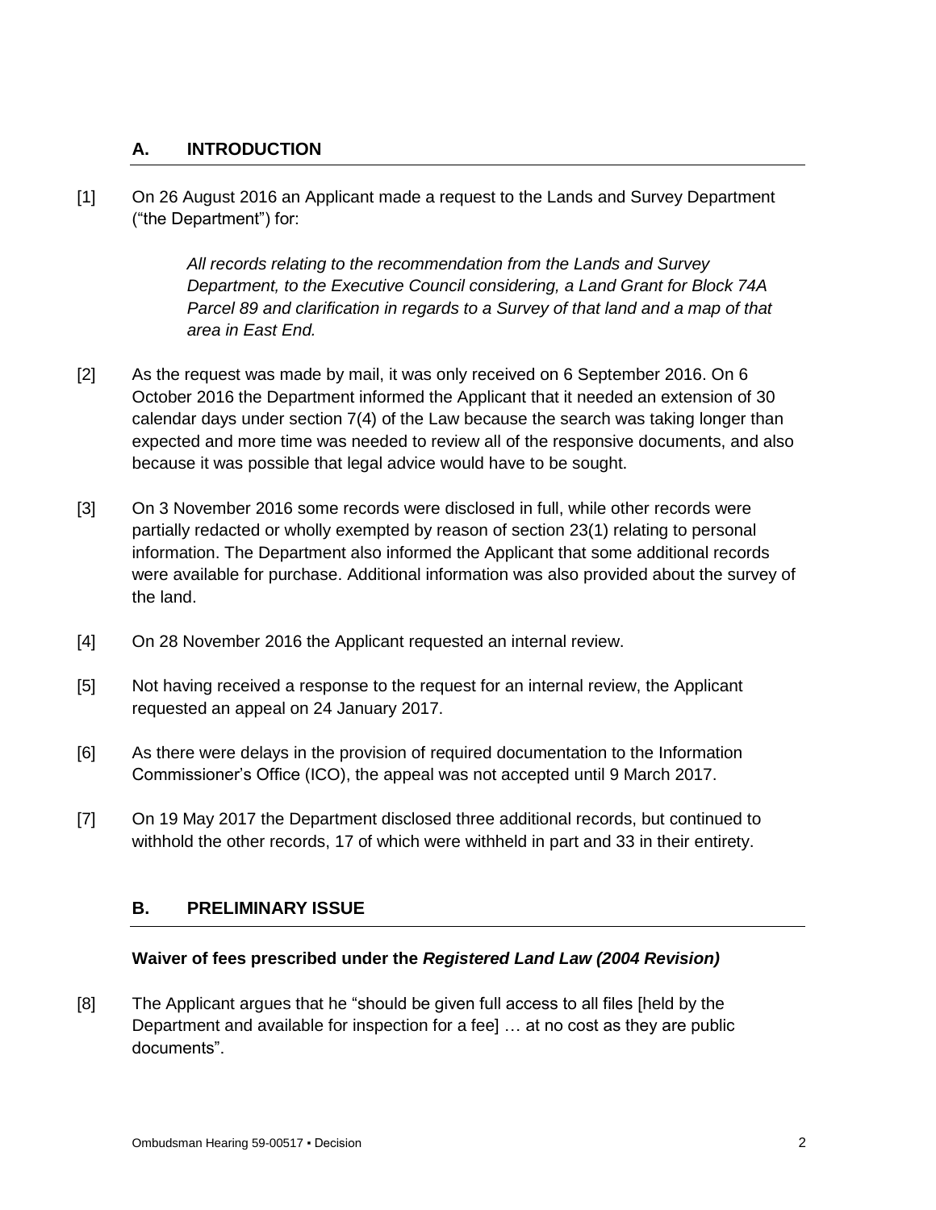## A. INTRODUCTION

[1] On 26 August 2016 an Applicant made a request to the Lands and Survey Department ("the Department") for:

> *All records relating to the recommendation from the Lands and Survey Department, to the Executive Council considering, a Land Grant for Block 74A Parcel 89 and clarification in regards to a Survey of that land and a map of that area in East End.*

[2] As the request was made by mail, it was only received on 6 September 2016. On 6 October 2016 the Department informed the Applicant that it needed an extension of 30 calendar days under section 7(4) of the Law because the search was taking longer than expected and more time was needed to review all of the responsive documents, and also because it was possible that legal advice would have to be sought.

[3] On 3 November 2016 some records were disclosed in full, while other records were partially redacted or wholly exempted by reason of section 23(1) relating to personal information. The Department also informed the Applicant that some additional records were available for purchase. Additional information was also provided about the survey of the land.

[4] On 28 November 2016 the Applicant requested an internal review.

[5] Not having received a response to the request for an internal review, the Applicant requested an appeal on 24 January 2017.

[6] As there were delays in the provision of required documentation to the Information Commissioner's Office (ICO), the appeal was not accepted until 9 March 2017.

[7] On 19 May 2017 the Department disclosed three additional records, but continued to withhold the other records, 17 of which were withheld in part and 33 in their entirety.

## B. PRELIMINARY ISSUE

### Waiver of fees prescribed under the *Registered Land Law (2004 Revision)*

[8] The Applicant argues that he "should be given full access to all files [held by the Department and available for inspection for a fee] … at no cost as they are public documents".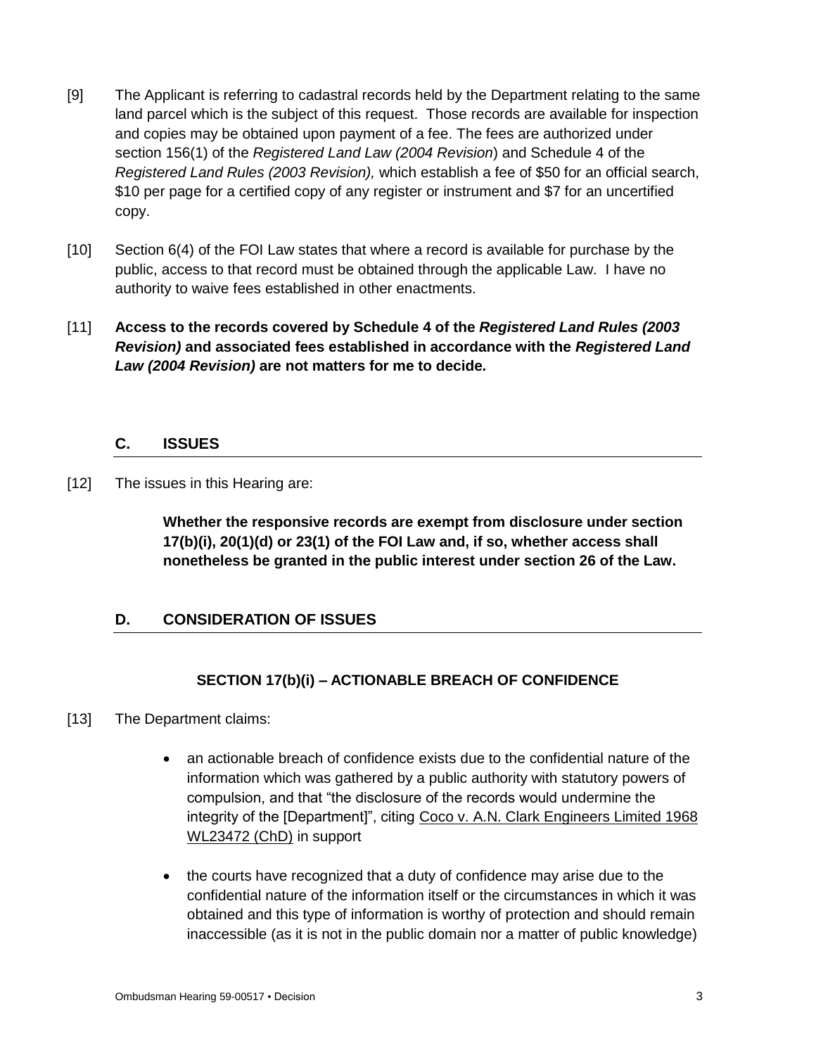[9] The Applicant is referring to cadastral records held by the Department relating to the same land parcel which is the subject of this request. Those records are available for inspection and copies may be obtained upon payment of a fee. The fees are authorized under section 156(1) of the *Registered Land Law (2004 Revision*) and Schedule 4 of the *Registered Land Rules (2003 Revision),* which establish a fee of $50 for an official search, $10 per page for a certified copy of any register or instrument and $7 for an uncertified copy.

[10] Section 6(4) of the FOI Law states that where a record is available for purchase by the public, access to that record must be obtained through the applicable Law. I have no authority to waive fees established in other enactments.

[11] **Access to the records covered by Schedule 4 of the *Registered Land Rules (2003 Revision)* and associated fees established in accordance with the *Registered Land Law (2004 Revision)* are not matters for me to decide*.***

## C. ISSUES

[12] The issues in this Hearing are:

> **Whether the responsive records are exempt from disclosure under section 17(b)(i), 20(1)(d) or 23(1) of the FOI Law and, if so, whether access shall nonetheless be granted in the public interest under section 26 of the Law.**

## D. CONSIDERATION OF ISSUES

### SECTION 17(b)(i) – ACTIONABLE BREACH OF CONFIDENCE

[13] The Department claims:

- an actionable breach of confidence exists due to the confidential nature of the information which was gathered by a public authority with statutory powers of compulsion, and that "the disclosure of the records would undermine the integrity of the [Department]", citing Coco v. A.N. Clark Engineers Limited 1968 WL23472 (ChD) in support

- the courts have recognized that a duty of confidence may arise due to the confidential nature of the information itself or the circumstances in which it was obtained and this type of information is worthy of protection and should remain inaccessible (as it is not in the public domain nor a matter of public knowledge)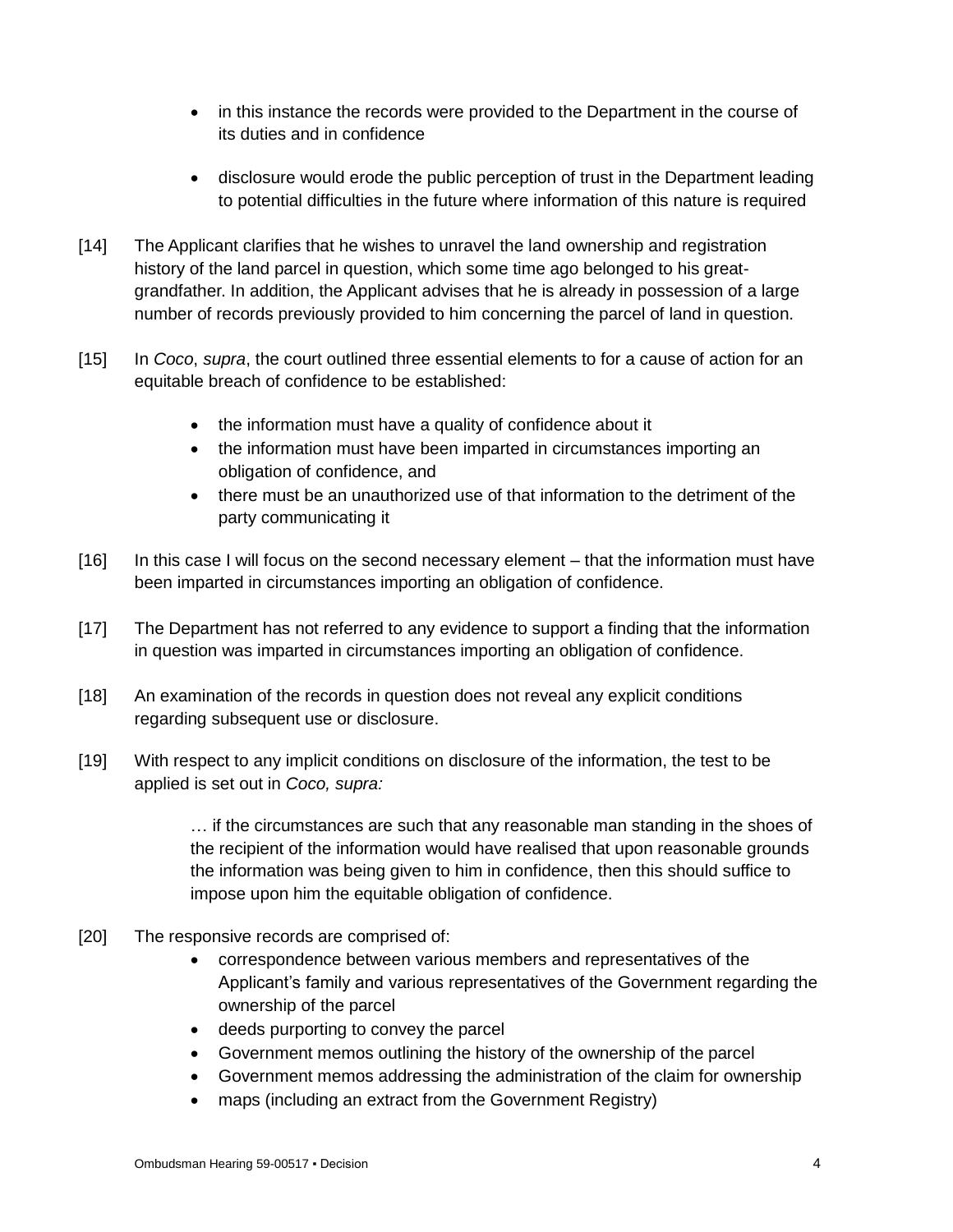- in this instance the records were provided to the Department in the course of its duties and in confidence
- disclosure would erode the public perception of trust in the Department leading to potential difficulties in the future where information of this nature is required

[14] The Applicant clarifies that he wishes to unravel the land ownership and registration history of the land parcel in question, which some time ago belonged to his great-grandfather. In addition, the Applicant advises that he is already in possession of a large number of records previously provided to him concerning the parcel of land in question.

[15] In *Coco*, *supra*, the court outlined three essential elements to for a cause of action for an equitable breach of confidence to be established:

- the information must have a quality of confidence about it
- the information must have been imparted in circumstances importing an obligation of confidence, and
- there must be an unauthorized use of that information to the detriment of the party communicating it

[16] In this case I will focus on the second necessary element – that the information must have been imparted in circumstances importing an obligation of confidence.

[17] The Department has not referred to any evidence to support a finding that the information in question was imparted in circumstances importing an obligation of confidence.

[18] An examination of the records in question does not reveal any explicit conditions regarding subsequent use or disclosure.

[19] With respect to any implicit conditions on disclosure of the information, the test to be applied is set out in *Coco, supra:*

> … if the circumstances are such that any reasonable man standing in the shoes of the recipient of the information would have realised that upon reasonable grounds the information was being given to him in confidence, then this should suffice to impose upon him the equitable obligation of confidence.

[20] The responsive records are comprised of:

- correspondence between various members and representatives of the Applicant's family and various representatives of the Government regarding the ownership of the parcel
- deeds purporting to convey the parcel
- Government memos outlining the history of the ownership of the parcel
- Government memos addressing the administration of the claim for ownership
- maps (including an extract from the Government Registry)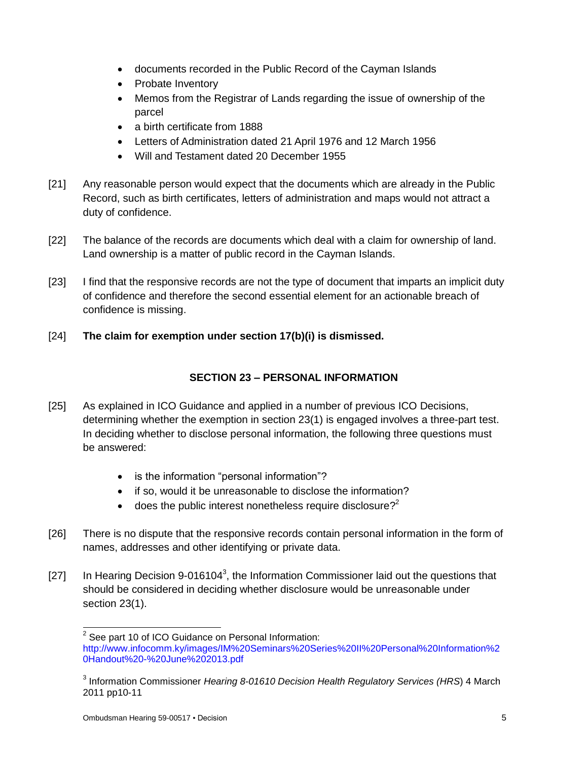- documents recorded in the Public Record of the Cayman Islands
- Probate Inventory
- Memos from the Registrar of Lands regarding the issue of ownership of the parcel
- a birth certificate from 1888
- Letters of Administration dated 21 April 1976 and 12 March 1956
- Will and Testament dated 20 December 1955

[21] Any reasonable person would expect that the documents which are already in the Public Record, such as birth certificates, letters of administration and maps would not attract a duty of confidence.

[22] The balance of the records are documents which deal with a claim for ownership of land. Land ownership is a matter of public record in the Cayman Islands.

[23] I find that the responsive records are not the type of document that imparts an implicit duty of confidence and therefore the second essential element for an actionable breach of confidence is missing.

[24] **The claim for exemption under section 17(b)(i) is dismissed.**

## SECTION 23 – PERSONAL INFORMATION

[25] As explained in ICO Guidance and applied in a number of previous ICO Decisions, determining whether the exemption in section 23(1) is engaged involves a three-part test. In deciding whether to disclose personal information, the following three questions must be answered:

- is the information "personal information"?
- if so, would it be unreasonable to disclose the information?
- does the public interest nonetheless require disclosure?[2]

[26] There is no dispute that the responsive records contain personal information in the form of names, addresses and other identifying or private data.

[27] In Hearing Decision 9-016104[3], the Information Commissioner laid out the questions that should be considered in deciding whether disclosure would be unreasonable under section 23(1).

---

[2] See part 10 of ICO Guidance on Personal Information: http://www.infocomm.ky/images/IM%20Seminars%20Series%20II%20Personal%20Information%20Handout%20-%20June%202013.pdf

[3] Information Commissioner *Hearing 8-01610 Decision Health Regulatory Services (HRS*) 4 March 2011 pp10-11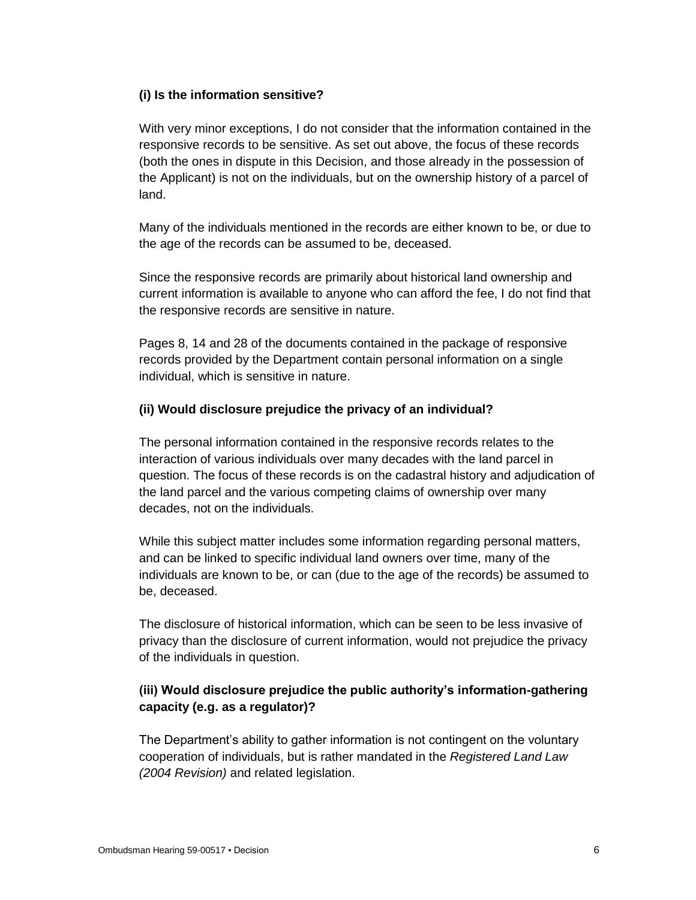**(i) Is the information sensitive?**

With very minor exceptions, I do not consider that the information contained in the responsive records to be sensitive. As set out above, the focus of these records (both the ones in dispute in this Decision, and those already in the possession of the Applicant) is not on the individuals, but on the ownership history of a parcel of land.

Many of the individuals mentioned in the records are either known to be, or due to the age of the records can be assumed to be, deceased.

Since the responsive records are primarily about historical land ownership and current information is available to anyone who can afford the fee, I do not find that the responsive records are sensitive in nature.

Pages 8, 14 and 28 of the documents contained in the package of responsive records provided by the Department contain personal information on a single individual, which is sensitive in nature.

**(ii) Would disclosure prejudice the privacy of an individual?**

The personal information contained in the responsive records relates to the interaction of various individuals over many decades with the land parcel in question. The focus of these records is on the cadastral history and adjudication of the land parcel and the various competing claims of ownership over many decades, not on the individuals.

While this subject matter includes some information regarding personal matters, and can be linked to specific individual land owners over time, many of the individuals are known to be, or can (due to the age of the records) be assumed to be, deceased.

The disclosure of historical information, which can be seen to be less invasive of privacy than the disclosure of current information, would not prejudice the privacy of the individuals in question.

**(iii) Would disclosure prejudice the public authority's information-gathering capacity (e.g. as a regulator)?**

The Department's ability to gather information is not contingent on the voluntary cooperation of individuals, but is rather mandated in the *Registered Land Law (2004 Revision)* and related legislation.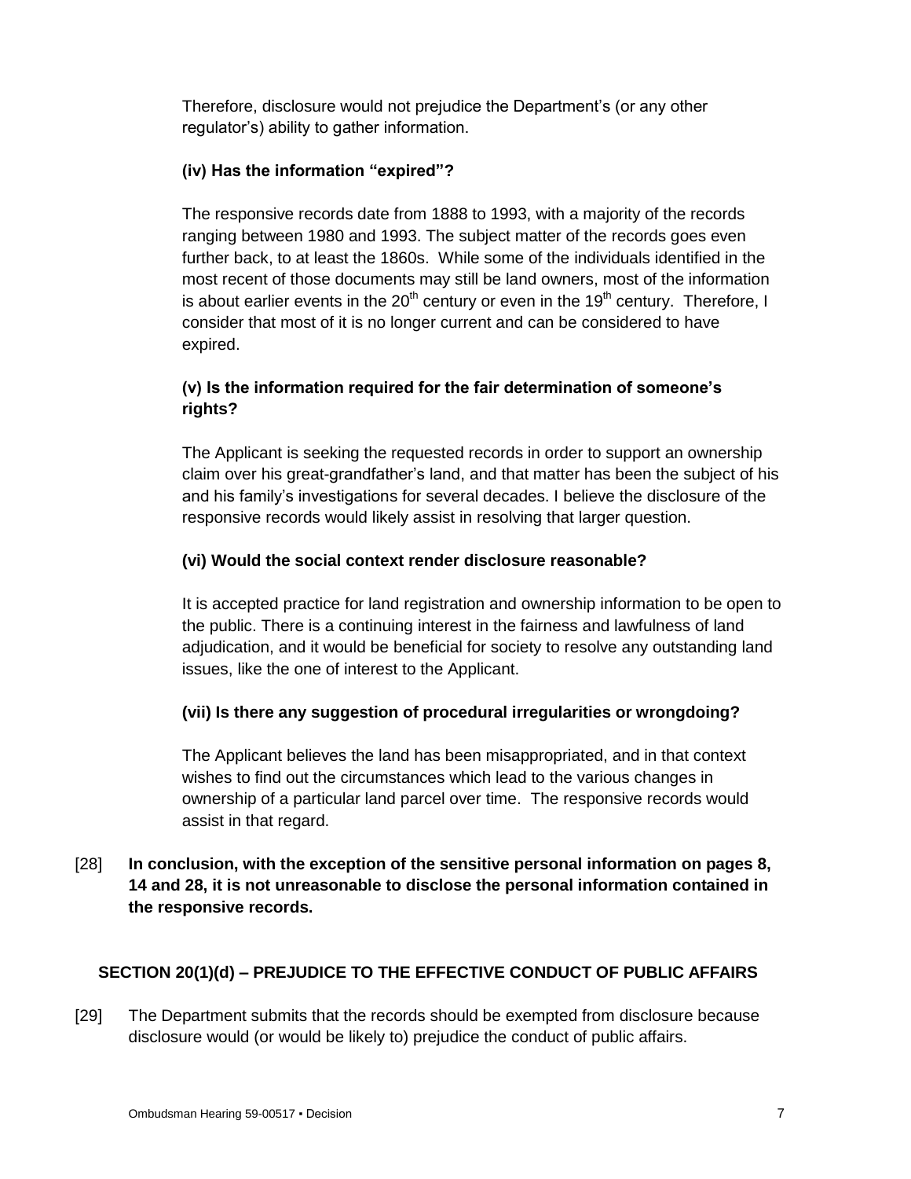Therefore, disclosure would not prejudice the Department's (or any other regulator's) ability to gather information.

**(iv) Has the information "expired"?**

The responsive records date from 1888 to 1993, with a majority of the records ranging between 1980 and 1993. The subject matter of the records goes even further back, to at least the 1860s. While some of the individuals identified in the most recent of those documents may still be land owners, most of the information is about earlier events in the 20th century or even in the 19th century. Therefore, I consider that most of it is no longer current and can be considered to have expired.

**(v) Is the information required for the fair determination of someone's rights?**

The Applicant is seeking the requested records in order to support an ownership claim over his great-grandfather's land, and that matter has been the subject of his and his family's investigations for several decades. I believe the disclosure of the responsive records would likely assist in resolving that larger question.

**(vi) Would the social context render disclosure reasonable?**

It is accepted practice for land registration and ownership information to be open to the public. There is a continuing interest in the fairness and lawfulness of land adjudication, and it would be beneficial for society to resolve any outstanding land issues, like the one of interest to the Applicant.

**(vii) Is there any suggestion of procedural irregularities or wrongdoing?**

The Applicant believes the land has been misappropriated, and in that context wishes to find out the circumstances which lead to the various changes in ownership of a particular land parcel over time. The responsive records would assist in that regard.

[28] **In conclusion, with the exception of the sensitive personal information on pages 8, 14 and 28, it is not unreasonable to disclose the personal information contained in the responsive records.**

## SECTION 20(1)(d) – PREJUDICE TO THE EFFECTIVE CONDUCT OF PUBLIC AFFAIRS

[29] The Department submits that the records should be exempted from disclosure because disclosure would (or would be likely to) prejudice the conduct of public affairs.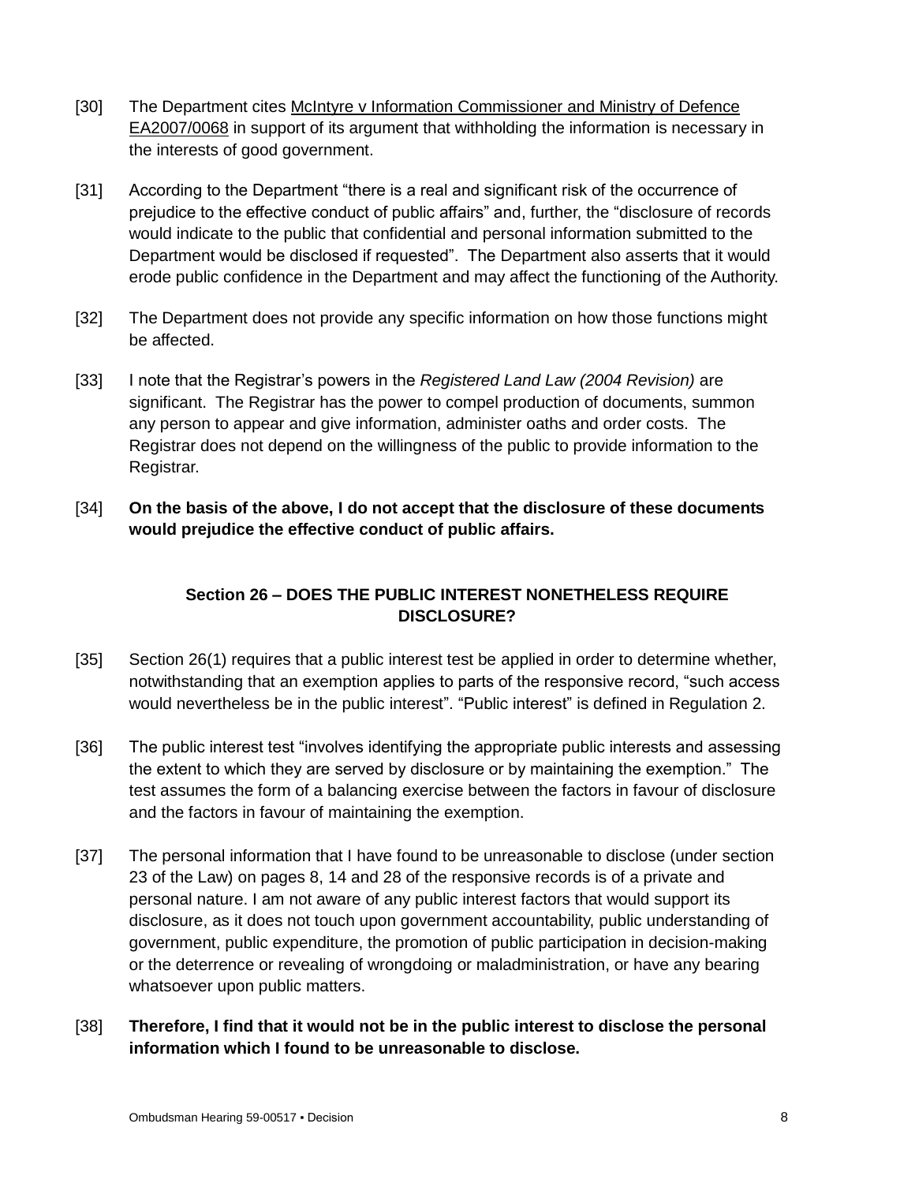[30] The Department cites McIntyre v Information Commissioner and Ministry of Defence EA2007/0068 in support of its argument that withholding the information is necessary in the interests of good government.

[31] According to the Department "there is a real and significant risk of the occurrence of prejudice to the effective conduct of public affairs" and, further, the "disclosure of records would indicate to the public that confidential and personal information submitted to the Department would be disclosed if requested". The Department also asserts that it would erode public confidence in the Department and may affect the functioning of the Authority.

[32] The Department does not provide any specific information on how those functions might be affected.

[33] I note that the Registrar's powers in the *Registered Land Law (2004 Revision)* are significant. The Registrar has the power to compel production of documents, summon any person to appear and give information, administer oaths and order costs. The Registrar does not depend on the willingness of the public to provide information to the Registrar.

[34] **On the basis of the above, I do not accept that the disclosure of these documents would prejudice the effective conduct of public affairs.**

### Section 26 – DOES THE PUBLIC INTEREST NONETHELESS REQUIRE DISCLOSURE?

[35] Section 26(1) requires that a public interest test be applied in order to determine whether, notwithstanding that an exemption applies to parts of the responsive record, "such access would nevertheless be in the public interest". "Public interest" is defined in Regulation 2.

[36] The public interest test "involves identifying the appropriate public interests and assessing the extent to which they are served by disclosure or by maintaining the exemption." The test assumes the form of a balancing exercise between the factors in favour of disclosure and the factors in favour of maintaining the exemption.

[37] The personal information that I have found to be unreasonable to disclose (under section 23 of the Law) on pages 8, 14 and 28 of the responsive records is of a private and personal nature. I am not aware of any public interest factors that would support its disclosure, as it does not touch upon government accountability, public understanding of government, public expenditure, the promotion of public participation in decision-making or the deterrence or revealing of wrongdoing or maladministration, or have any bearing whatsoever upon public matters.

[38] **Therefore, I find that it would not be in the public interest to disclose the personal information which I found to be unreasonable to disclose.**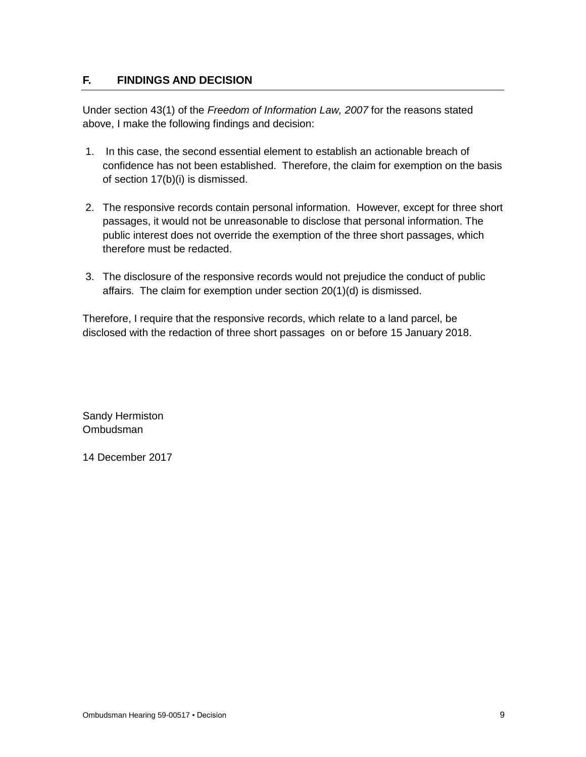## F. FINDINGS AND DECISION

Under section 43(1) of the *Freedom of Information Law, 2007* for the reasons stated above, I make the following findings and decision:

1. In this case, the second essential element to establish an actionable breach of confidence has not been established. Therefore, the claim for exemption on the basis of section 17(b)(i) is dismissed.

2. The responsive records contain personal information. However, except for three short passages, it would not be unreasonable to disclose that personal information. The public interest does not override the exemption of the three short passages, which therefore must be redacted.

3. The disclosure of the responsive records would not prejudice the conduct of public affairs. The claim for exemption under section 20(1)(d) is dismissed.

Therefore, I require that the responsive records, which relate to a land parcel, be disclosed with the redaction of three short passages on or before 15 January 2018.

Sandy Hermiston
Ombudsman

14 December 2017